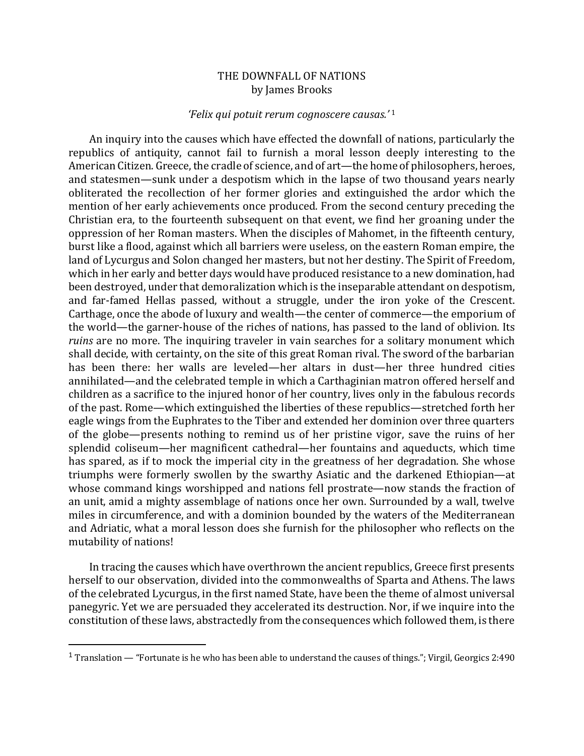# THE DOWNFALL OF NATIONS

by James Brooks

*'Felix qui potuit rerum cognoscere causas.'* [1]

An inquiry into the causes which have effected the downfall of nations, particularly the republics of antiquity, cannot fail to furnish a moral lesson deeply interesting to the American Citizen. Greece, the cradle of science, and of art—the home of philosophers, heroes, and statesmen—sunk under a despotism which in the lapse of two thousand years nearly obliterated the recollection of her former glories and extinguished the ardor which the mention of her early achievements once produced. From the second century preceding the Christian era, to the fourteenth subsequent on that event, we find her groaning under the oppression of her Roman masters. When the disciples of Mahomet, in the fifteenth century, burst like a flood, against which all barriers were useless, on the eastern Roman empire, the land of Lycurgus and Solon changed her masters, but not her destiny. The Spirit of Freedom, which in her early and better days would have produced resistance to a new domination, had been destroyed, under that demoralization which is the inseparable attendant on despotism, and far-famed Hellas passed, without a struggle, under the iron yoke of the Crescent. Carthage, once the abode of luxury and wealth—the center of commerce—the emporium of the world—the garner-house of the riches of nations, has passed to the land of oblivion. Its *ruins* are no more. The inquiring traveler in vain searches for a solitary monument which shall decide, with certainty, on the site of this great Roman rival. The sword of the barbarian has been there: her walls are leveled—her altars in dust—her three hundred cities annihilated—and the celebrated temple in which a Carthaginian matron offered herself and children as a sacrifice to the injured honor of her country, lives only in the fabulous records of the past. Rome—which extinguished the liberties of these republics—stretched forth her eagle wings from the Euphrates to the Tiber and extended her dominion over three quarters of the globe—presents nothing to remind us of her pristine vigor, save the ruins of her splendid coliseum—her magnificent cathedral—her fountains and aqueducts, which time has spared, as if to mock the imperial city in the greatness of her degradation. She whose triumphs were formerly swollen by the swarthy Asiatic and the darkened Ethiopian—at whose command kings worshipped and nations fell prostrate—now stands the fraction of an unit, amid a mighty assemblage of nations once her own. Surrounded by a wall, twelve miles in circumference, and with a dominion bounded by the waters of the Mediterranean and Adriatic, what a moral lesson does she furnish for the philosopher who reflects on the mutability of nations!

In tracing the causes which have overthrown the ancient republics, Greece first presents herself to our observation, divided into the commonwealths of Sparta and Athens. The laws of the celebrated Lycurgus, in the first named State, have been the theme of almost universal panegyric. Yet we are persuaded they accelerated its destruction. Nor, if we inquire into the constitution of these laws, abstractedly from the consequences which followed them, is there

---

[1] Translation — "Fortunate is he who has been able to understand the causes of things."; Virgil, Georgics 2:490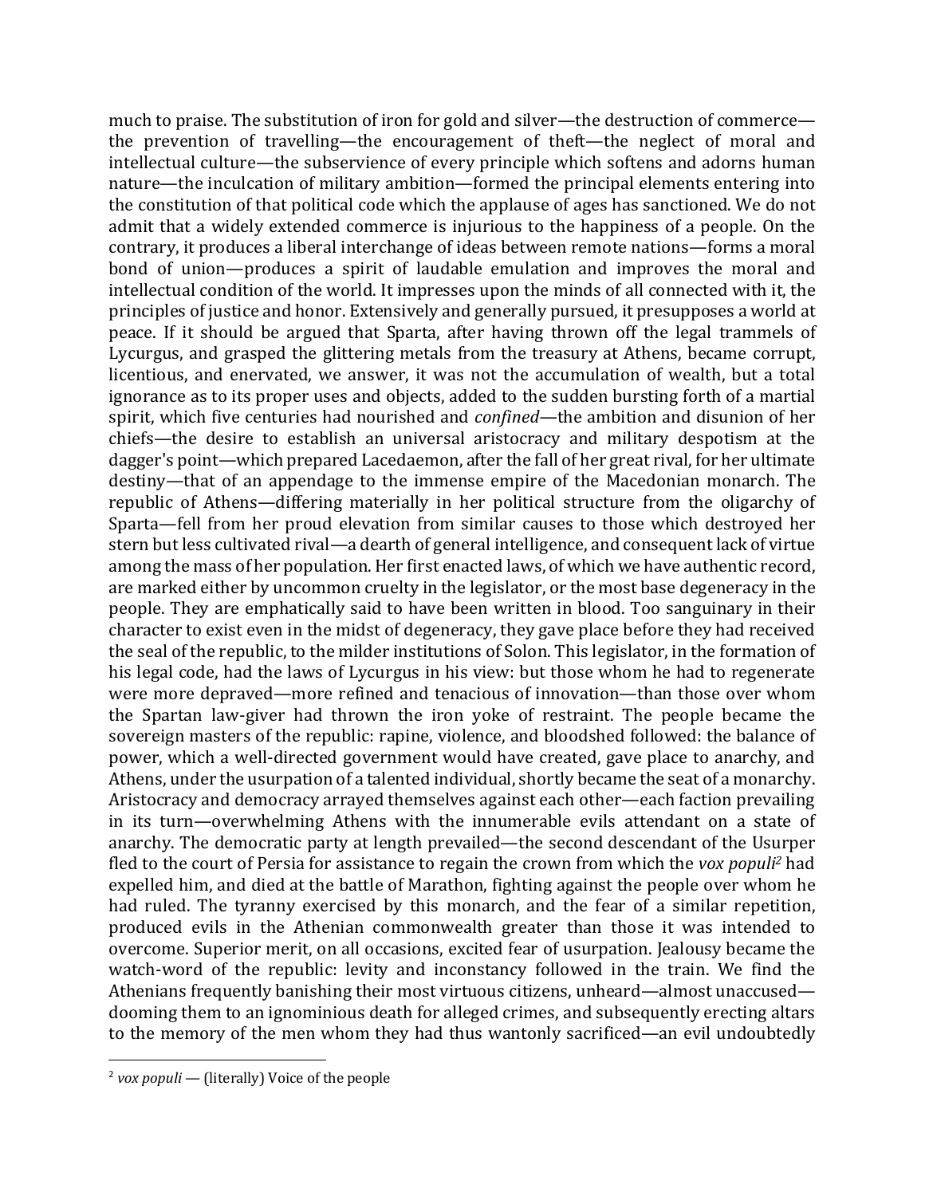much to praise. The substitution of iron for gold and silver—the destruction of commerce—the prevention of travelling—the encouragement of theft—the neglect of moral and intellectual culture—the subservience of every principle which softens and adorns human nature—the inculcation of military ambition—formed the principal elements entering into the constitution of that political code which the applause of ages has sanctioned. We do not admit that a widely extended commerce is injurious to the happiness of a people. On the contrary, it produces a liberal interchange of ideas between remote nations—forms a moral bond of union—produces a spirit of laudable emulation and improves the moral and intellectual condition of the world. It impresses upon the minds of all connected with it, the principles of justice and honor. Extensively and generally pursued, it presupposes a world at peace. If it should be argued that Sparta, after having thrown off the legal trammels of Lycurgus, and grasped the glittering metals from the treasury at Athens, became corrupt, licentious, and enervated, we answer, it was not the accumulation of wealth, but a total ignorance as to its proper uses and objects, added to the sudden bursting forth of a martial spirit, which five centuries had nourished and *confined*—the ambition and disunion of her chiefs—the desire to establish an universal aristocracy and military despotism at the dagger's point—which prepared Lacedaemon, after the fall of her great rival, for her ultimate destiny—that of an appendage to the immense empire of the Macedonian monarch. The republic of Athens—differing materially in her political structure from the oligarchy of Sparta—fell from her proud elevation from similar causes to those which destroyed her stern but less cultivated rival—a dearth of general intelligence, and consequent lack of virtue among the mass of her population. Her first enacted laws, of which we have authentic record, are marked either by uncommon cruelty in the legislator, or the most base degeneracy in the people. They are emphatically said to have been written in blood. Too sanguinary in their character to exist even in the midst of degeneracy, they gave place before they had received the seal of the republic, to the milder institutions of Solon. This legislator, in the formation of his legal code, had the laws of Lycurgus in his view: but those whom he had to regenerate were more depraved—more refined and tenacious of innovation—than those over whom the Spartan law-giver had thrown the iron yoke of restraint. The people became the sovereign masters of the republic: rapine, violence, and bloodshed followed: the balance of power, which a well-directed government would have created, gave place to anarchy, and Athens, under the usurpation of a talented individual, shortly became the seat of a monarchy. Aristocracy and democracy arrayed themselves against each other—each faction prevailing in its turn—overwhelming Athens with the innumerable evils attendant on a state of anarchy. The democratic party at length prevailed—the second descendant of the Usurper fled to the court of Persia for assistance to regain the crown from which the *vox populi*[2] had expelled him, and died at the battle of Marathon, fighting against the people over whom he had ruled. The tyranny exercised by this monarch, and the fear of a similar repetition, produced evils in the Athenian commonwealth greater than those it was intended to overcome. Superior merit, on all occasions, excited fear of usurpation. Jealousy became the watch-word of the republic: levity and inconstancy followed in the train. We find the Athenians frequently banishing their most virtuous citizens, unheard—almost unaccused—dooming them to an ignominious death for alleged crimes, and subsequently erecting altars to the memory of the men whom they had thus wantonly sacrificed—an evil undoubtedly

[2] *vox populi* — (literally) Voice of the people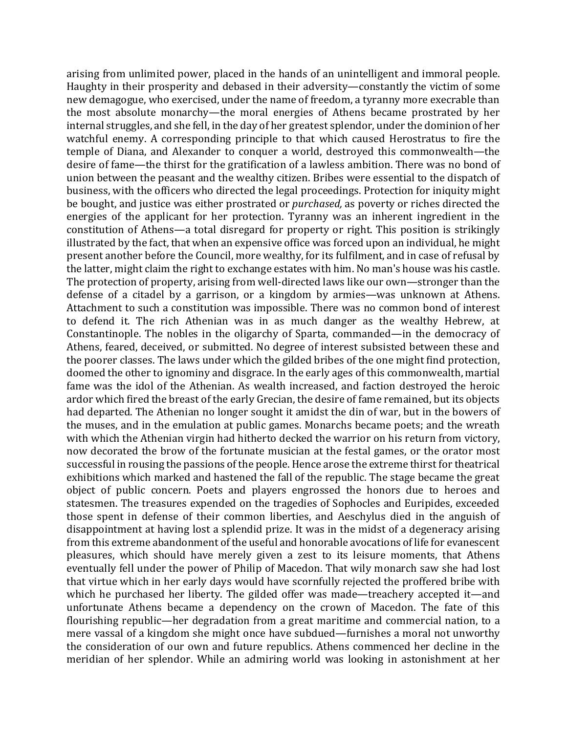arising from unlimited power, placed in the hands of an unintelligent and immoral people. Haughty in their prosperity and debased in their adversity—constantly the victim of some new demagogue, who exercised, under the name of freedom, a tyranny more execrable than the most absolute monarchy—the moral energies of Athens became prostrated by her internal struggles, and she fell, in the day of her greatest splendor, under the dominion of her watchful enemy. A corresponding principle to that which caused Herostratus to fire the temple of Diana, and Alexander to conquer a world, destroyed this commonwealth—the desire of fame—the thirst for the gratification of a lawless ambition. There was no bond of union between the peasant and the wealthy citizen. Bribes were essential to the dispatch of business, with the officers who directed the legal proceedings. Protection for iniquity might be bought, and justice was either prostrated or *purchased,* as poverty or riches directed the energies of the applicant for her protection. Tyranny was an inherent ingredient in the constitution of Athens—a total disregard for property or right. This position is strikingly illustrated by the fact, that when an expensive office was forced upon an individual, he might present another before the Council, more wealthy, for its fulfilment, and in case of refusal by the latter, might claim the right to exchange estates with him. No man's house was his castle. The protection of property, arising from well-directed laws like our own—stronger than the defense of a citadel by a garrison, or a kingdom by armies—was unknown at Athens. Attachment to such a constitution was impossible. There was no common bond of interest to defend it. The rich Athenian was in as much danger as the wealthy Hebrew, at Constantinople. The nobles in the oligarchy of Sparta, commanded—in the democracy of Athens, feared, deceived, or submitted. No degree of interest subsisted between these and the poorer classes. The laws under which the gilded bribes of the one might find protection, doomed the other to ignominy and disgrace. In the early ages of this commonwealth, martial fame was the idol of the Athenian. As wealth increased, and faction destroyed the heroic ardor which fired the breast of the early Grecian, the desire of fame remained, but its objects had departed. The Athenian no longer sought it amidst the din of war, but in the bowers of the muses, and in the emulation at public games. Monarchs became poets; and the wreath with which the Athenian virgin had hitherto decked the warrior on his return from victory, now decorated the brow of the fortunate musician at the festal games, or the orator most successful in rousing the passions of the people. Hence arose the extreme thirst for theatrical exhibitions which marked and hastened the fall of the republic. The stage became the great object of public concern. Poets and players engrossed the honors due to heroes and statesmen. The treasures expended on the tragedies of Sophocles and Euripides, exceeded those spent in defense of their common liberties, and Aeschylus died in the anguish of disappointment at having lost a splendid prize. It was in the midst of a degeneracy arising from this extreme abandonment of the useful and honorable avocations of life for evanescent pleasures, which should have merely given a zest to its leisure moments, that Athens eventually fell under the power of Philip of Macedon. That wily monarch saw she had lost that virtue which in her early days would have scornfully rejected the proffered bribe with which he purchased her liberty. The gilded offer was made—treachery accepted it—and unfortunate Athens became a dependency on the crown of Macedon. The fate of this flourishing republic—her degradation from a great maritime and commercial nation, to a mere vassal of a kingdom she might once have subdued—furnishes a moral not unworthy the consideration of our own and future republics. Athens commenced her decline in the meridian of her splendor. While an admiring world was looking in astonishment at her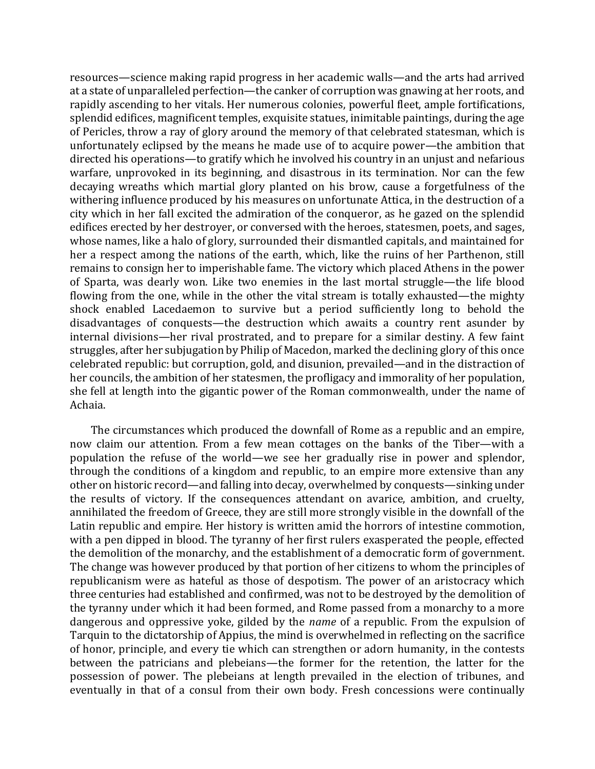resources—science making rapid progress in her academic walls—and the arts had arrived at a state of unparalleled perfection—the canker of corruption was gnawing at her roots, and rapidly ascending to her vitals. Her numerous colonies, powerful fleet, ample fortifications, splendid edifices, magnificent temples, exquisite statues, inimitable paintings, during the age of Pericles, throw a ray of glory around the memory of that celebrated statesman, which is unfortunately eclipsed by the means he made use of to acquire power—the ambition that directed his operations—to gratify which he involved his country in an unjust and nefarious warfare, unprovoked in its beginning, and disastrous in its termination. Nor can the few decaying wreaths which martial glory planted on his brow, cause a forgetfulness of the withering influence produced by his measures on unfortunate Attica, in the destruction of a city which in her fall excited the admiration of the conqueror, as he gazed on the splendid edifices erected by her destroyer, or conversed with the heroes, statesmen, poets, and sages, whose names, like a halo of glory, surrounded their dismantled capitals, and maintained for her a respect among the nations of the earth, which, like the ruins of her Parthenon, still remains to consign her to imperishable fame. The victory which placed Athens in the power of Sparta, was dearly won. Like two enemies in the last mortal struggle—the life blood flowing from the one, while in the other the vital stream is totally exhausted—the mighty shock enabled Lacedaemon to survive but a period sufficiently long to behold the disadvantages of conquests—the destruction which awaits a country rent asunder by internal divisions—her rival prostrated, and to prepare for a similar destiny. A few faint struggles, after her subjugation by Philip of Macedon, marked the declining glory of this once celebrated republic: but corruption, gold, and disunion, prevailed—and in the distraction of her councils, the ambition of her statesmen, the profligacy and immorality of her population, she fell at length into the gigantic power of the Roman commonwealth, under the name of Achaia.

The circumstances which produced the downfall of Rome as a republic and an empire, now claim our attention. From a few mean cottages on the banks of the Tiber—with a population the refuse of the world—we see her gradually rise in power and splendor, through the conditions of a kingdom and republic, to an empire more extensive than any other on historic record—and falling into decay, overwhelmed by conquests—sinking under the results of victory. If the consequences attendant on avarice, ambition, and cruelty, annihilated the freedom of Greece, they are still more strongly visible in the downfall of the Latin republic and empire. Her history is written amid the horrors of intestine commotion, with a pen dipped in blood. The tyranny of her first rulers exasperated the people, effected the demolition of the monarchy, and the establishment of a democratic form of government. The change was however produced by that portion of her citizens to whom the principles of republicanism were as hateful as those of despotism. The power of an aristocracy which three centuries had established and confirmed, was not to be destroyed by the demolition of the tyranny under which it had been formed, and Rome passed from a monarchy to a more dangerous and oppressive yoke, gilded by the *name* of a republic. From the expulsion of Tarquin to the dictatorship of Appius, the mind is overwhelmed in reflecting on the sacrifice of honor, principle, and every tie which can strengthen or adorn humanity, in the contests between the patricians and plebeians—the former for the retention, the latter for the possession of power. The plebeians at length prevailed in the election of tribunes, and eventually in that of a consul from their own body. Fresh concessions were continually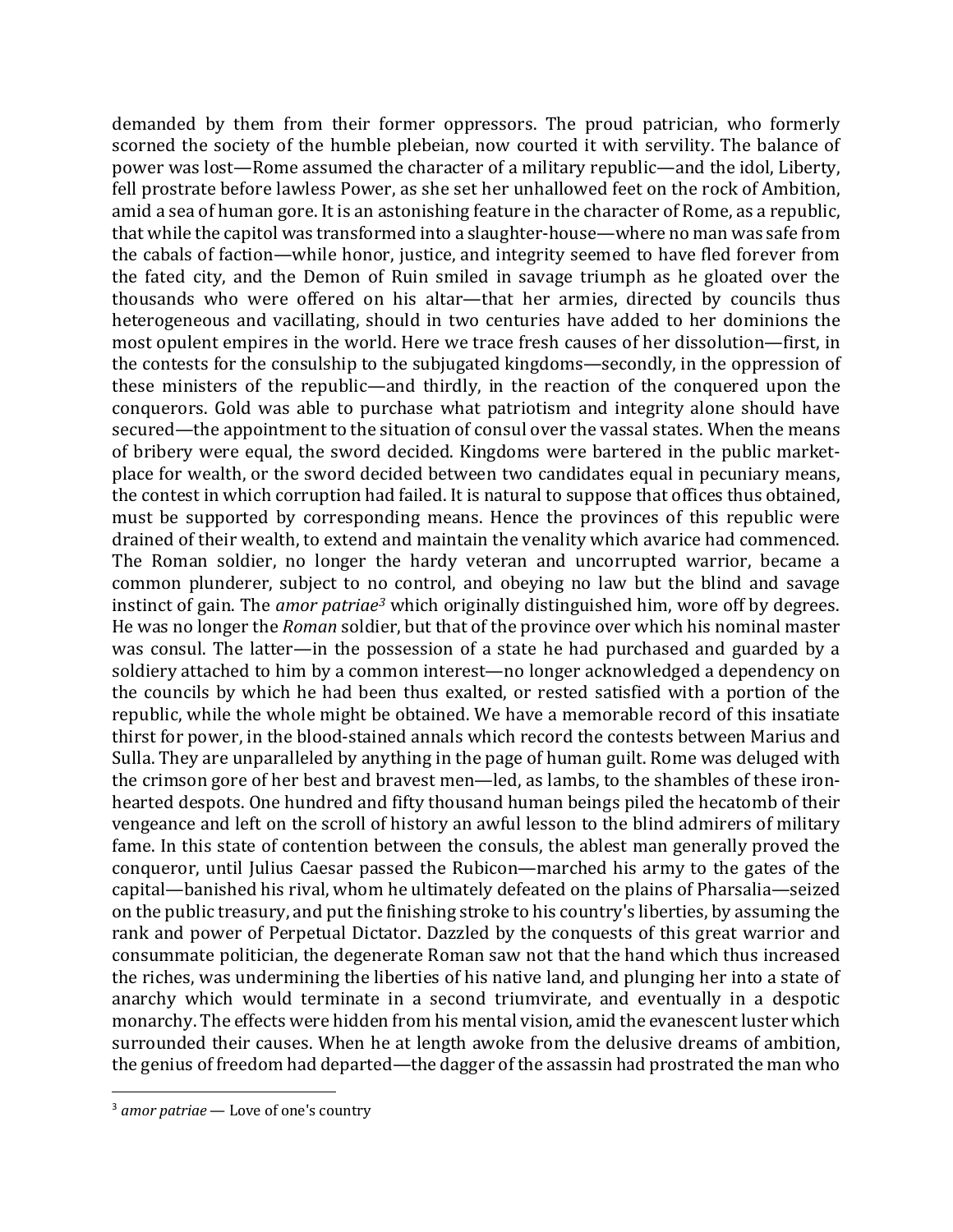demanded by them from their former oppressors. The proud patrician, who formerly scorned the society of the humble plebeian, now courted it with servility. The balance of power was lost—Rome assumed the character of a military republic—and the idol, Liberty, fell prostrate before lawless Power, as she set her unhallowed feet on the rock of Ambition, amid a sea of human gore. It is an astonishing feature in the character of Rome, as a republic, that while the capitol was transformed into a slaughter-house—where no man was safe from the cabals of faction—while honor, justice, and integrity seemed to have fled forever from the fated city, and the Demon of Ruin smiled in savage triumph as he gloated over the thousands who were offered on his altar—that her armies, directed by councils thus heterogeneous and vacillating, should in two centuries have added to her dominions the most opulent empires in the world. Here we trace fresh causes of her dissolution—first, in the contests for the consulship to the subjugated kingdoms—secondly, in the oppression of these ministers of the republic—and thirdly, in the reaction of the conquered upon the conquerors. Gold was able to purchase what patriotism and integrity alone should have secured—the appointment to the situation of consul over the vassal states. When the means of bribery were equal, the sword decided. Kingdoms were bartered in the public market-place for wealth, or the sword decided between two candidates equal in pecuniary means, the contest in which corruption had failed. It is natural to suppose that offices thus obtained, must be supported by corresponding means. Hence the provinces of this republic were drained of their wealth, to extend and maintain the venality which avarice had commenced. The Roman soldier, no longer the hardy veteran and uncorrupted warrior, became a common plunderer, subject to no control, and obeying no law but the blind and savage instinct of gain. The *amor patriae*[3] which originally distinguished him, wore off by degrees. He was no longer the *Roman* soldier, but that of the province over which his nominal master was consul. The latter—in the possession of a state he had purchased and guarded by a soldiery attached to him by a common interest—no longer acknowledged a dependency on the councils by which he had been thus exalted, or rested satisfied with a portion of the republic, while the whole might be obtained. We have a memorable record of this insatiate thirst for power, in the blood-stained annals which record the contests between Marius and Sulla. They are unparalleled by anything in the page of human guilt. Rome was deluged with the crimson gore of her best and bravest men—led, as lambs, to the shambles of these iron-hearted despots. One hundred and fifty thousand human beings piled the hecatomb of their vengeance and left on the scroll of history an awful lesson to the blind admirers of military fame. In this state of contention between the consuls, the ablest man generally proved the conqueror, until Julius Caesar passed the Rubicon—marched his army to the gates of the capital—banished his rival, whom he ultimately defeated on the plains of Pharsalia—seized on the public treasury, and put the finishing stroke to his country's liberties, by assuming the rank and power of Perpetual Dictator. Dazzled by the conquests of this great warrior and consummate politician, the degenerate Roman saw not that the hand which thus increased the riches, was undermining the liberties of his native land, and plunging her into a state of anarchy which would terminate in a second triumvirate, and eventually in a despotic monarchy. The effects were hidden from his mental vision, amid the evanescent luster which surrounded their causes. When he at length awoke from the delusive dreams of ambition, the genius of freedom had departed—the dagger of the assassin had prostrated the man who

---

[3] *amor patriae* — Love of one's country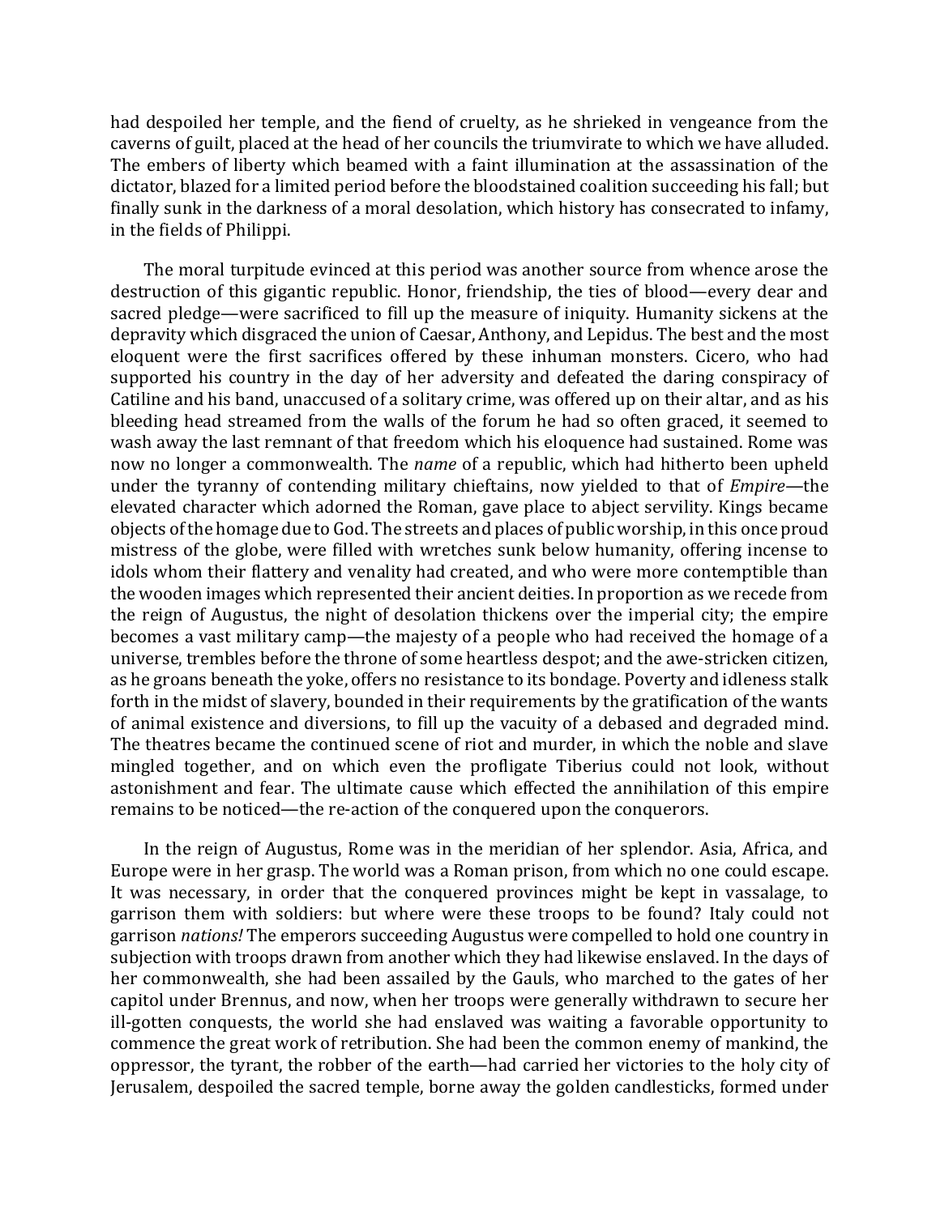had despoiled her temple, and the fiend of cruelty, as he shrieked in vengeance from the caverns of guilt, placed at the head of her councils the triumvirate to which we have alluded. The embers of liberty which beamed with a faint illumination at the assassination of the dictator, blazed for a limited period before the bloodstained coalition succeeding his fall; but finally sunk in the darkness of a moral desolation, which history has consecrated to infamy, in the fields of Philippi.

The moral turpitude evinced at this period was another source from whence arose the destruction of this gigantic republic. Honor, friendship, the ties of blood—every dear and sacred pledge—were sacrificed to fill up the measure of iniquity. Humanity sickens at the depravity which disgraced the union of Caesar, Anthony, and Lepidus. The best and the most eloquent were the first sacrifices offered by these inhuman monsters. Cicero, who had supported his country in the day of her adversity and defeated the daring conspiracy of Catiline and his band, unaccused of a solitary crime, was offered up on their altar, and as his bleeding head streamed from the walls of the forum he had so often graced, it seemed to wash away the last remnant of that freedom which his eloquence had sustained. Rome was now no longer a commonwealth. The *name* of a republic, which had hitherto been upheld under the tyranny of contending military chieftains, now yielded to that of *Empire*—the elevated character which adorned the Roman, gave place to abject servility. Kings became objects of the homage due to God. The streets and places of public worship, in this once proud mistress of the globe, were filled with wretches sunk below humanity, offering incense to idols whom their flattery and venality had created, and who were more contemptible than the wooden images which represented their ancient deities. In proportion as we recede from the reign of Augustus, the night of desolation thickens over the imperial city; the empire becomes a vast military camp—the majesty of a people who had received the homage of a universe, trembles before the throne of some heartless despot; and the awe-stricken citizen, as he groans beneath the yoke, offers no resistance to its bondage. Poverty and idleness stalk forth in the midst of slavery, bounded in their requirements by the gratification of the wants of animal existence and diversions, to fill up the vacuity of a debased and degraded mind. The theatres became the continued scene of riot and murder, in which the noble and slave mingled together, and on which even the profligate Tiberius could not look, without astonishment and fear. The ultimate cause which effected the annihilation of this empire remains to be noticed—the re-action of the conquered upon the conquerors.

In the reign of Augustus, Rome was in the meridian of her splendor. Asia, Africa, and Europe were in her grasp. The world was a Roman prison, from which no one could escape. It was necessary, in order that the conquered provinces might be kept in vassalage, to garrison them with soldiers: but where were these troops to be found? Italy could not garrison *nations!* The emperors succeeding Augustus were compelled to hold one country in subjection with troops drawn from another which they had likewise enslaved. In the days of her commonwealth, she had been assailed by the Gauls, who marched to the gates of her capitol under Brennus, and now, when her troops were generally withdrawn to secure her ill-gotten conquests, the world she had enslaved was waiting a favorable opportunity to commence the great work of retribution. She had been the common enemy of mankind, the oppressor, the tyrant, the robber of the earth—had carried her victories to the holy city of Jerusalem, despoiled the sacred temple, borne away the golden candlesticks, formed under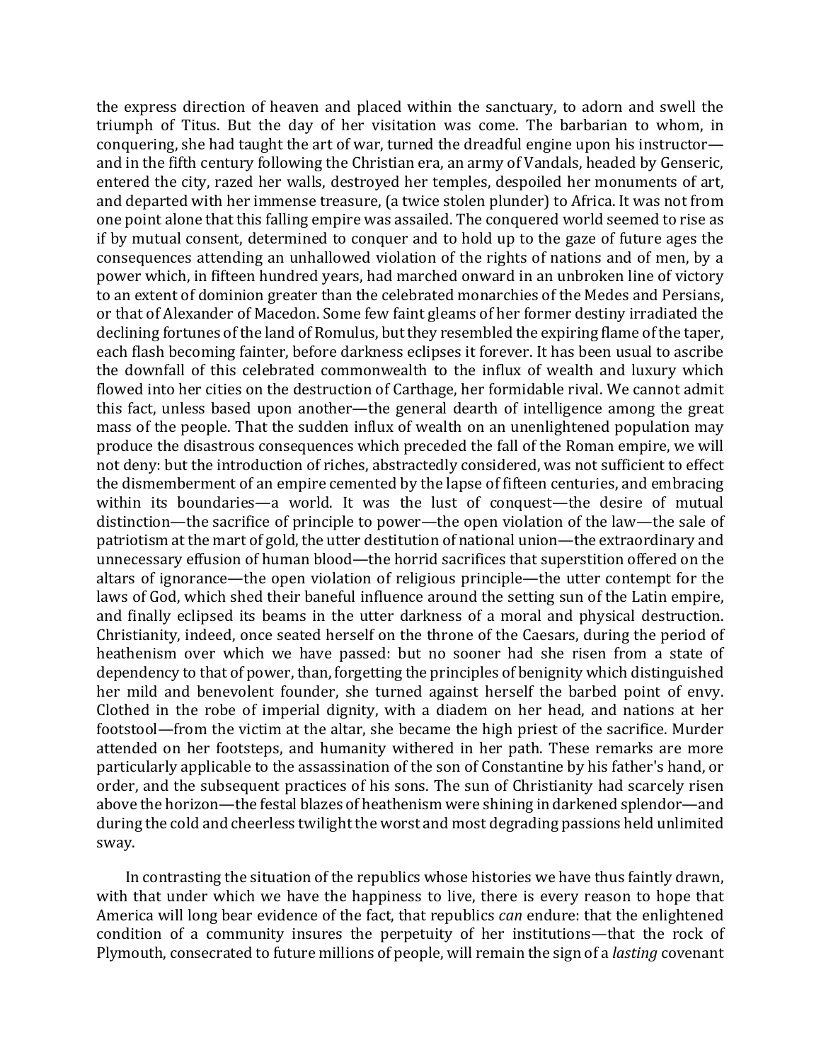the express direction of heaven and placed within the sanctuary, to adorn and swell the triumph of Titus. But the day of her visitation was come. The barbarian to whom, in conquering, she had taught the art of war, turned the dreadful engine upon his instructor—and in the fifth century following the Christian era, an army of Vandals, headed by Genseric, entered the city, razed her walls, destroyed her temples, despoiled her monuments of art, and departed with her immense treasure, (a twice stolen plunder) to Africa. It was not from one point alone that this falling empire was assailed. The conquered world seemed to rise as if by mutual consent, determined to conquer and to hold up to the gaze of future ages the consequences attending an unhallowed violation of the rights of nations and of men, by a power which, in fifteen hundred years, had marched onward in an unbroken line of victory to an extent of dominion greater than the celebrated monarchies of the Medes and Persians, or that of Alexander of Macedon. Some few faint gleams of her former destiny irradiated the declining fortunes of the land of Romulus, but they resembled the expiring flame of the taper, each flash becoming fainter, before darkness eclipses it forever. It has been usual to ascribe the downfall of this celebrated commonwealth to the influx of wealth and luxury which flowed into her cities on the destruction of Carthage, her formidable rival. We cannot admit this fact, unless based upon another—the general dearth of intelligence among the great mass of the people. That the sudden influx of wealth on an unenlightened population may produce the disastrous consequences which preceded the fall of the Roman empire, we will not deny: but the introduction of riches, abstractedly considered, was not sufficient to effect the dismemberment of an empire cemented by the lapse of fifteen centuries, and embracing within its boundaries—a world. It was the lust of conquest—the desire of mutual distinction—the sacrifice of principle to power—the open violation of the law—the sale of patriotism at the mart of gold, the utter destitution of national union—the extraordinary and unnecessary effusion of human blood—the horrid sacrifices that superstition offered on the altars of ignorance—the open violation of religious principle—the utter contempt for the laws of God, which shed their baneful influence around the setting sun of the Latin empire, and finally eclipsed its beams in the utter darkness of a moral and physical destruction. Christianity, indeed, once seated herself on the throne of the Caesars, during the period of heathenism over which we have passed: but no sooner had she risen from a state of dependency to that of power, than, forgetting the principles of benignity which distinguished her mild and benevolent founder, she turned against herself the barbed point of envy. Clothed in the robe of imperial dignity, with a diadem on her head, and nations at her footstool—from the victim at the altar, she became the high priest of the sacrifice. Murder attended on her footsteps, and humanity withered in her path. These remarks are more particularly applicable to the assassination of the son of Constantine by his father's hand, or order, and the subsequent practices of his sons. The sun of Christianity had scarcely risen above the horizon—the festal blazes of heathenism were shining in darkened splendor—and during the cold and cheerless twilight the worst and most degrading passions held unlimited sway.

In contrasting the situation of the republics whose histories we have thus faintly drawn, with that under which we have the happiness to live, there is every reason to hope that America will long bear evidence of the fact, that republics *can* endure: that the enlightened condition of a community insures the perpetuity of her institutions—that the rock of Plymouth, consecrated to future millions of people, will remain the sign of a *lasting* covenant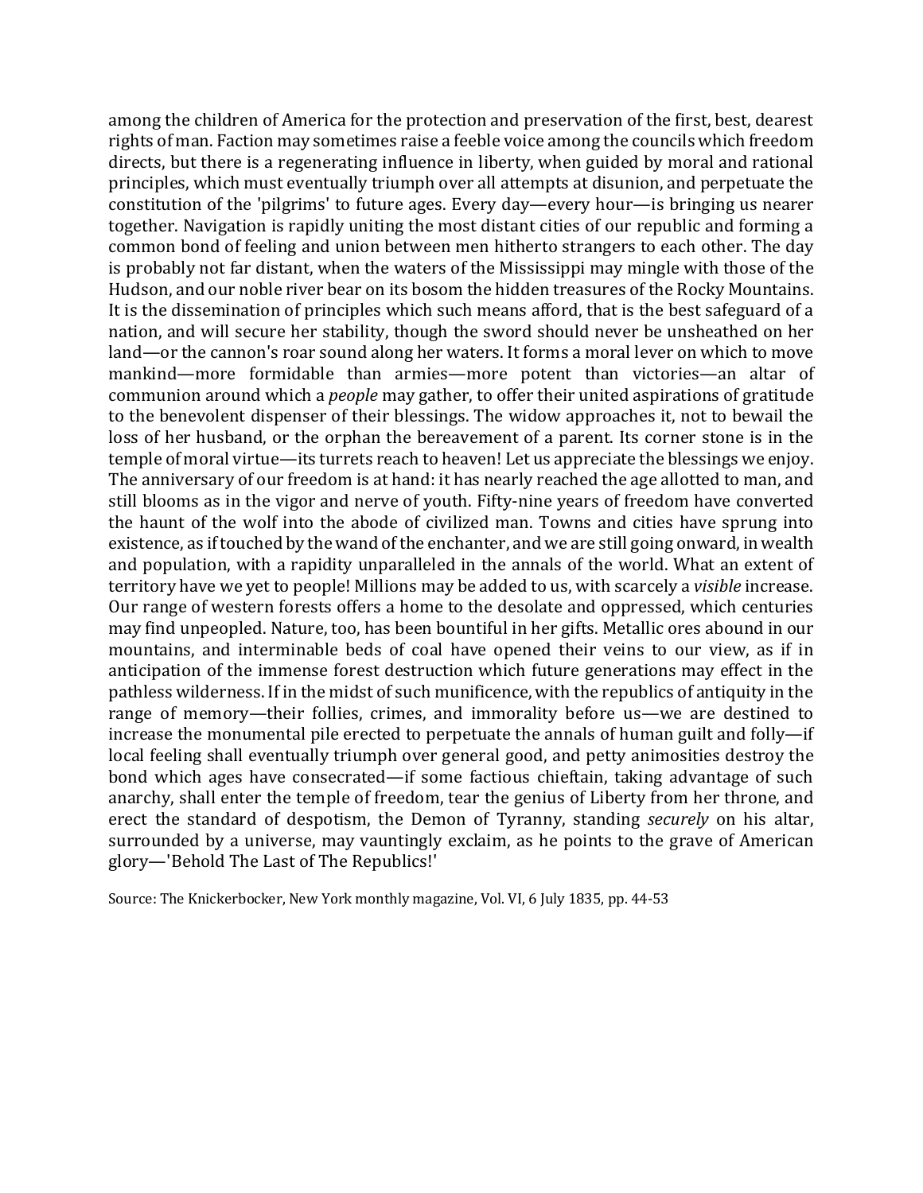among the children of America for the protection and preservation of the first, best, dearest rights of man. Faction may sometimes raise a feeble voice among the councils which freedom directs, but there is a regenerating influence in liberty, when guided by moral and rational principles, which must eventually triumph over all attempts at disunion, and perpetuate the constitution of the 'pilgrims' to future ages. Every day—every hour—is bringing us nearer together. Navigation is rapidly uniting the most distant cities of our republic and forming a common bond of feeling and union between men hitherto strangers to each other. The day is probably not far distant, when the waters of the Mississippi may mingle with those of the Hudson, and our noble river bear on its bosom the hidden treasures of the Rocky Mountains. It is the dissemination of principles which such means afford, that is the best safeguard of a nation, and will secure her stability, though the sword should never be unsheathed on her land—or the cannon's roar sound along her waters. It forms a moral lever on which to move mankind—more formidable than armies—more potent than victories—an altar of communion around which a *people* may gather, to offer their united aspirations of gratitude to the benevolent dispenser of their blessings. The widow approaches it, not to bewail the loss of her husband, or the orphan the bereavement of a parent. Its corner stone is in the temple of moral virtue—its turrets reach to heaven! Let us appreciate the blessings we enjoy. The anniversary of our freedom is at hand: it has nearly reached the age allotted to man, and still blooms as in the vigor and nerve of youth. Fifty-nine years of freedom have converted the haunt of the wolf into the abode of civilized man. Towns and cities have sprung into existence, as if touched by the wand of the enchanter, and we are still going onward, in wealth and population, with a rapidity unparalleled in the annals of the world. What an extent of territory have we yet to people! Millions may be added to us, with scarcely a *visible* increase. Our range of western forests offers a home to the desolate and oppressed, which centuries may find unpeopled. Nature, too, has been bountiful in her gifts. Metallic ores abound in our mountains, and interminable beds of coal have opened their veins to our view, as if in anticipation of the immense forest destruction which future generations may effect in the pathless wilderness. If in the midst of such munificence, with the republics of antiquity in the range of memory—their follies, crimes, and immorality before us—we are destined to increase the monumental pile erected to perpetuate the annals of human guilt and folly—if local feeling shall eventually triumph over general good, and petty animosities destroy the bond which ages have consecrated—if some factious chieftain, taking advantage of such anarchy, shall enter the temple of freedom, tear the genius of Liberty from her throne, and erect the standard of despotism, the Demon of Tyranny, standing *securely* on his altar, surrounded by a universe, may vauntingly exclaim, as he points to the grave of American glory—'Behold The Last of The Republics!'

Source: The Knickerbocker, New York monthly magazine, Vol. VI, 6 July 1835, pp. 44-53